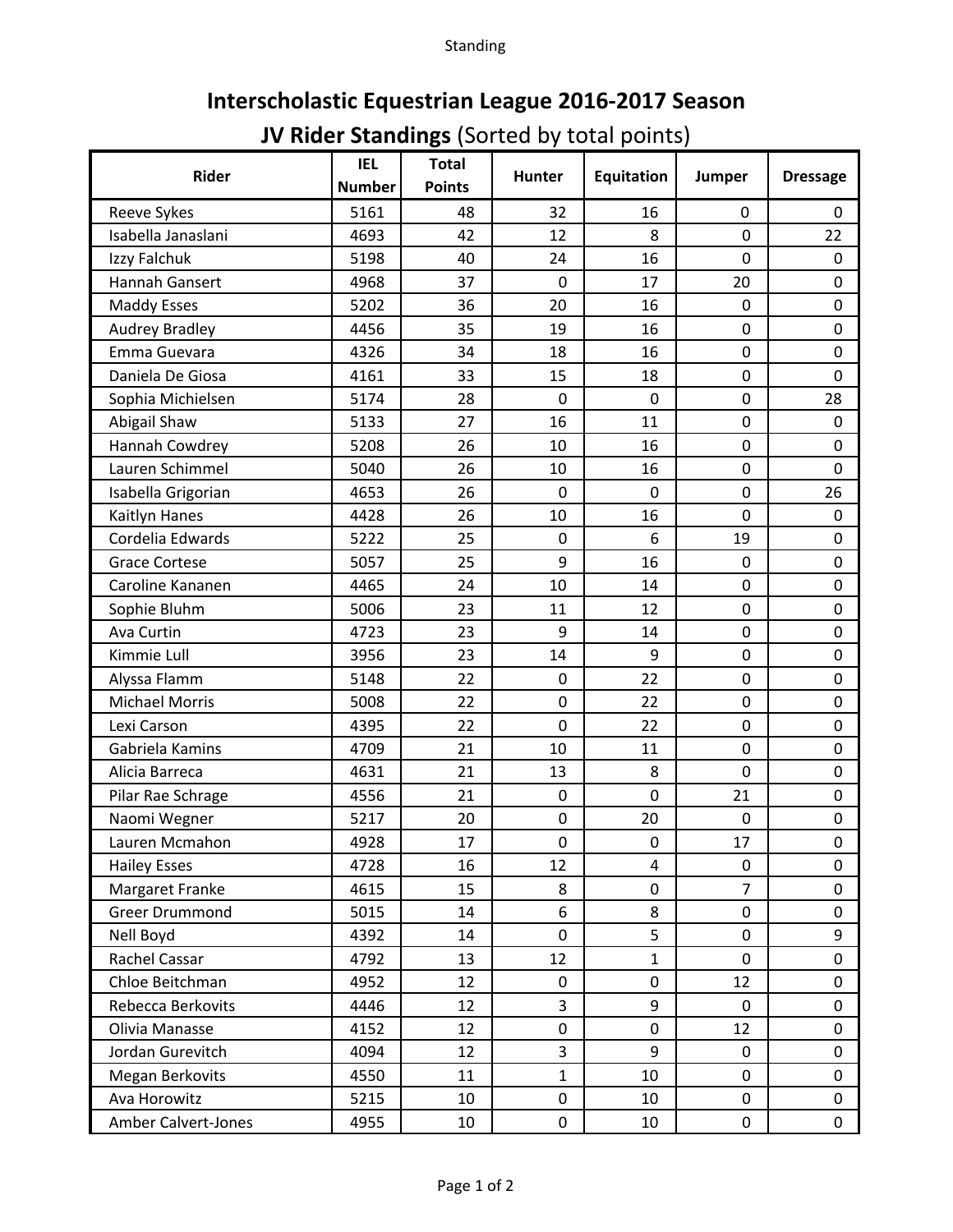# Interscholastic Equestrian League 2016-2017 Season

## **JV Rider Standings** (Sorted by total points)

| Rider | IEL Number | Total Points | Hunter | Equitation | Jumper | Dressage |
|---|---|---|---|---|---|---|
| Reeve Sykes | 5161 | 48 | 32 | 16 | 0 | 0 |
| Isabella Janaslani | 4693 | 42 | 12 | 8 | 0 | 22 |
| Izzy Falchuk | 5198 | 40 | 24 | 16 | 0 | 0 |
| Hannah Gansert | 4968 | 37 | 0 | 17 | 20 | 0 |
| Maddy Esses | 5202 | 36 | 20 | 16 | 0 | 0 |
| Audrey Bradley | 4456 | 35 | 19 | 16 | 0 | 0 |
| Emma Guevara | 4326 | 34 | 18 | 16 | 0 | 0 |
| Daniela De Giosa | 4161 | 33 | 15 | 18 | 0 | 0 |
| Sophia Michielsen | 5174 | 28 | 0 | 0 | 0 | 28 |
| Abigail Shaw | 5133 | 27 | 16 | 11 | 0 | 0 |
| Hannah Cowdrey | 5208 | 26 | 10 | 16 | 0 | 0 |
| Lauren Schimmel | 5040 | 26 | 10 | 16 | 0 | 0 |
| Isabella Grigorian | 4653 | 26 | 0 | 0 | 0 | 26 |
| Kaitlyn Hanes | 4428 | 26 | 10 | 16 | 0 | 0 |
| Cordelia Edwards | 5222 | 25 | 0 | 6 | 19 | 0 |
| Grace Cortese | 5057 | 25 | 9 | 16 | 0 | 0 |
| Caroline Kananen | 4465 | 24 | 10 | 14 | 0 | 0 |
| Sophie Bluhm | 5006 | 23 | 11 | 12 | 0 | 0 |
| Ava Curtin | 4723 | 23 | 9 | 14 | 0 | 0 |
| Kimmie Lull | 3956 | 23 | 14 | 9 | 0 | 0 |
| Alyssa Flamm | 5148 | 22 | 0 | 22 | 0 | 0 |
| Michael Morris | 5008 | 22 | 0 | 22 | 0 | 0 |
| Lexi Carson | 4395 | 22 | 0 | 22 | 0 | 0 |
| Gabriela Kamins | 4709 | 21 | 10 | 11 | 0 | 0 |
| Alicia Barreca | 4631 | 21 | 13 | 8 | 0 | 0 |
| Pilar Rae Schrage | 4556 | 21 | 0 | 0 | 21 | 0 |
| Naomi Wegner | 5217 | 20 | 0 | 20 | 0 | 0 |
| Lauren Mcmahon | 4928 | 17 | 0 | 0 | 17 | 0 |
| Hailey Esses | 4728 | 16 | 12 | 4 | 0 | 0 |
| Margaret Franke | 4615 | 15 | 8 | 0 | 7 | 0 |
| Greer Drummond | 5015 | 14 | 6 | 8 | 0 | 0 |
| Nell Boyd | 4392 | 14 | 0 | 5 | 0 | 9 |
| Rachel Cassar | 4792 | 13 | 12 | 1 | 0 | 0 |
| Chloe Beitchman | 4952 | 12 | 0 | 0 | 12 | 0 |
| Rebecca Berkovits | 4446 | 12 | 3 | 9 | 0 | 0 |
| Olivia Manasse | 4152 | 12 | 0 | 0 | 12 | 0 |
| Jordan Gurevitch | 4094 | 12 | 3 | 9 | 0 | 0 |
| Megan Berkovits | 4550 | 11 | 1 | 10 | 0 | 0 |
| Ava Horowitz | 5215 | 10 | 0 | 10 | 0 | 0 |
| Amber Calvert-Jones | 4955 | 10 | 0 | 10 | 0 | 0 |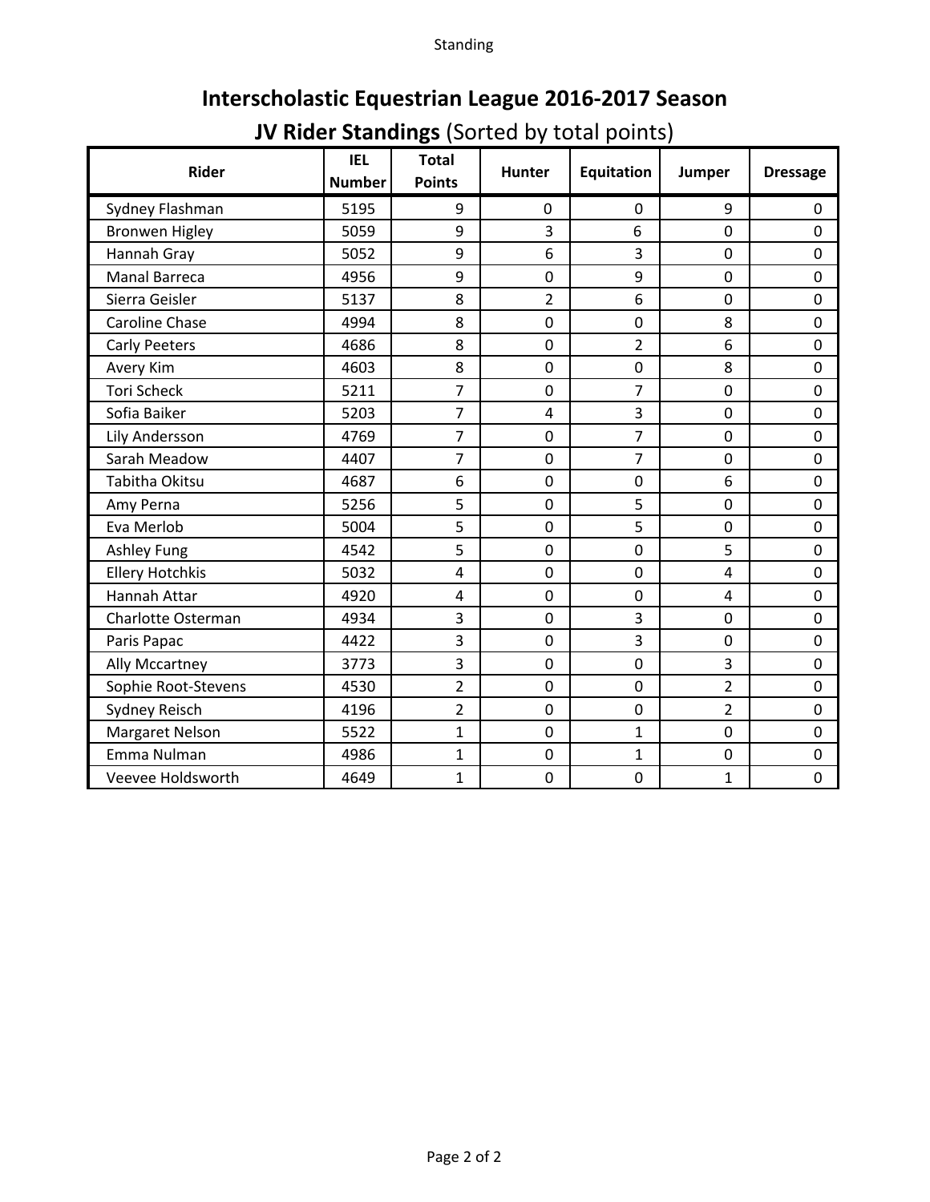# Interscholastic Equestrian League 2016-2017 Season

## JV Rider Standings (Sorted by total points)

| Rider | IEL Number | Total Points | Hunter | Equitation | Jumper | Dressage |
|---|---|---|---|---|---|---|
| Sydney Flashman | 5195 | 9 | 0 | 0 | 9 | 0 |
| Bronwen Higley | 5059 | 9 | 3 | 6 | 0 | 0 |
| Hannah Gray | 5052 | 9 | 6 | 3 | 0 | 0 |
| Manal Barreca | 4956 | 9 | 0 | 9 | 0 | 0 |
| Sierra Geisler | 5137 | 8 | 2 | 6 | 0 | 0 |
| Caroline Chase | 4994 | 8 | 0 | 0 | 8 | 0 |
| Carly Peeters | 4686 | 8 | 0 | 2 | 6 | 0 |
| Avery Kim | 4603 | 8 | 0 | 0 | 8 | 0 |
| Tori Scheck | 5211 | 7 | 0 | 7 | 0 | 0 |
| Sofia Baiker | 5203 | 7 | 4 | 3 | 0 | 0 |
| Lily Andersson | 4769 | 7 | 0 | 7 | 0 | 0 |
| Sarah Meadow | 4407 | 7 | 0 | 7 | 0 | 0 |
| Tabitha Okitsu | 4687 | 6 | 0 | 0 | 6 | 0 |
| Amy Perna | 5256 | 5 | 0 | 5 | 0 | 0 |
| Eva Merlob | 5004 | 5 | 0 | 5 | 0 | 0 |
| Ashley Fung | 4542 | 5 | 0 | 0 | 5 | 0 |
| Ellery Hotchkis | 5032 | 4 | 0 | 0 | 4 | 0 |
| Hannah Attar | 4920 | 4 | 0 | 0 | 4 | 0 |
| Charlotte Osterman | 4934 | 3 | 0 | 3 | 0 | 0 |
| Paris Papac | 4422 | 3 | 0 | 3 | 0 | 0 |
| Ally Mccartney | 3773 | 3 | 0 | 0 | 3 | 0 |
| Sophie Root-Stevens | 4530 | 2 | 0 | 0 | 2 | 0 |
| Sydney Reisch | 4196 | 2 | 0 | 0 | 2 | 0 |
| Margaret Nelson | 5522 | 1 | 0 | 1 | 0 | 0 |
| Emma Nulman | 4986 | 1 | 0 | 1 | 0 | 0 |
| Veevee Holdsworth | 4649 | 1 | 0 | 0 | 1 | 0 |